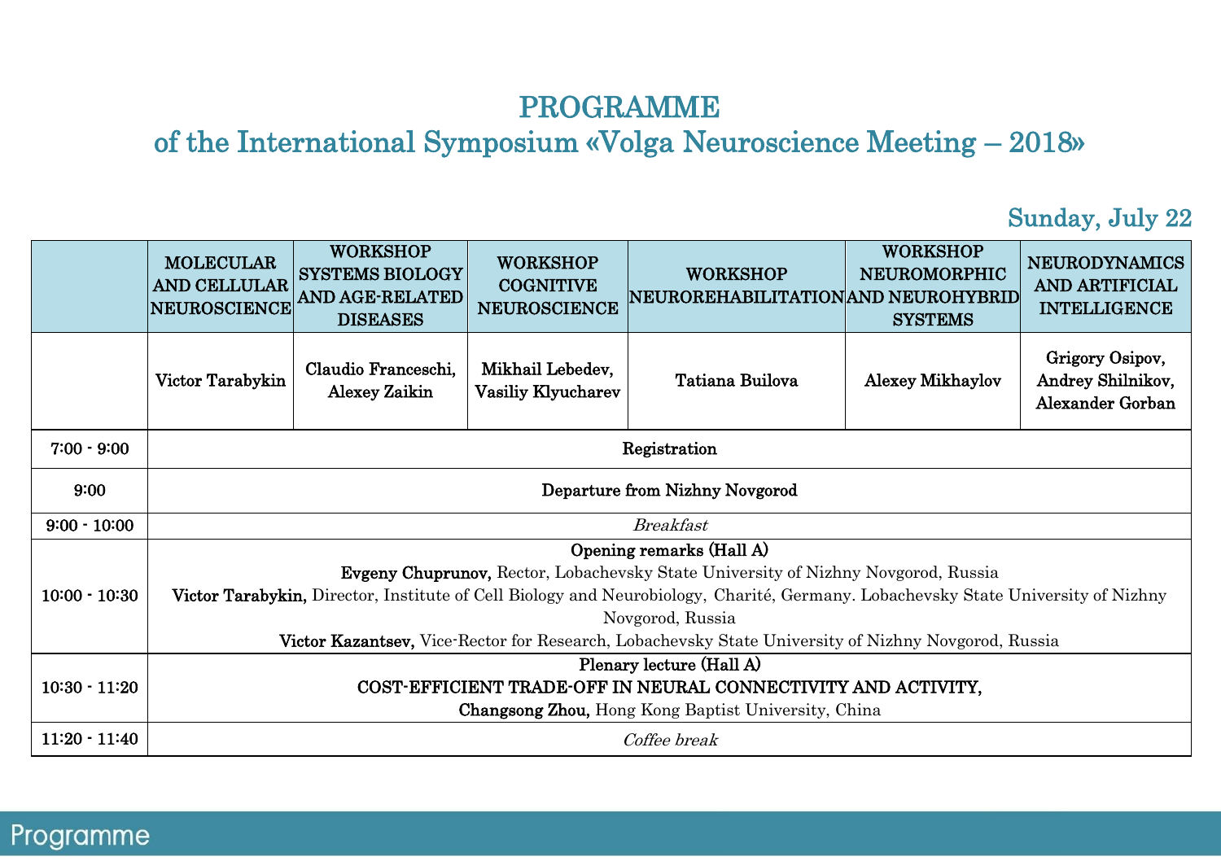# PROGRAMME

## of the International Symposium «Volga Neuroscience Meeting – 2018»

### Sunday, July 22

| | MOLECULAR AND CELLULAR NEUROSCIENCE | WORKSHOP SYSTEMS BIOLOGY AND AGE-RELATED DISEASES | WORKSHOP COGNITIVE NEUROSCIENCE | WORKSHOP NEUROREHABILITATION | WORKSHOP NEUROMORPHIC AND NEUROHYBRID SYSTEMS | NEURODYNAMICS AND ARTIFICIAL INTELLIGENCE |
|---|---|---|---|---|---|---|
| | Victor Tarabykin | Claudio Franceschi, Alexey Zaikin | Mikhail Lebedev, Vasiliy Klyucharev | Tatiana Builova | Alexey Mikhaylov | Grigory Osipov, Andrey Shilnikov, Alexander Gorban |
| 7:00 - 9:00 | **Registration** | | | | | |
| 9:00 | **Departure from Nizhny Novgorod** | | | | | |
| 9:00 - 10:00 | *Breakfast* | | | | | |
| 10:00 - 10:30 | **Opening remarks (Hall A)**<br>**Evgeny Chuprunov,** Rector, Lobachevsky State University of Nizhny Novgorod, Russia<br>**Victor Tarabykin,** Director, Institute of Cell Biology and Neurobiology, Charité, Germany. Lobachevsky State University of Nizhny Novgorod, Russia<br>**Victor Kazantsev,** Vice-Rector for Research, Lobachevsky State University of Nizhny Novgorod, Russia | | | | | |
| 10:30 - 11:20 | **Plenary lecture (Hall A)**<br>**COST-EFFICIENT TRADE-OFF IN NEURAL CONNECTIVITY AND ACTIVITY,**<br>**Changsong Zhou,** Hong Kong Baptist University, China | | | | | |
| 11:20 - 11:40 | *Coffee break* | | | | | |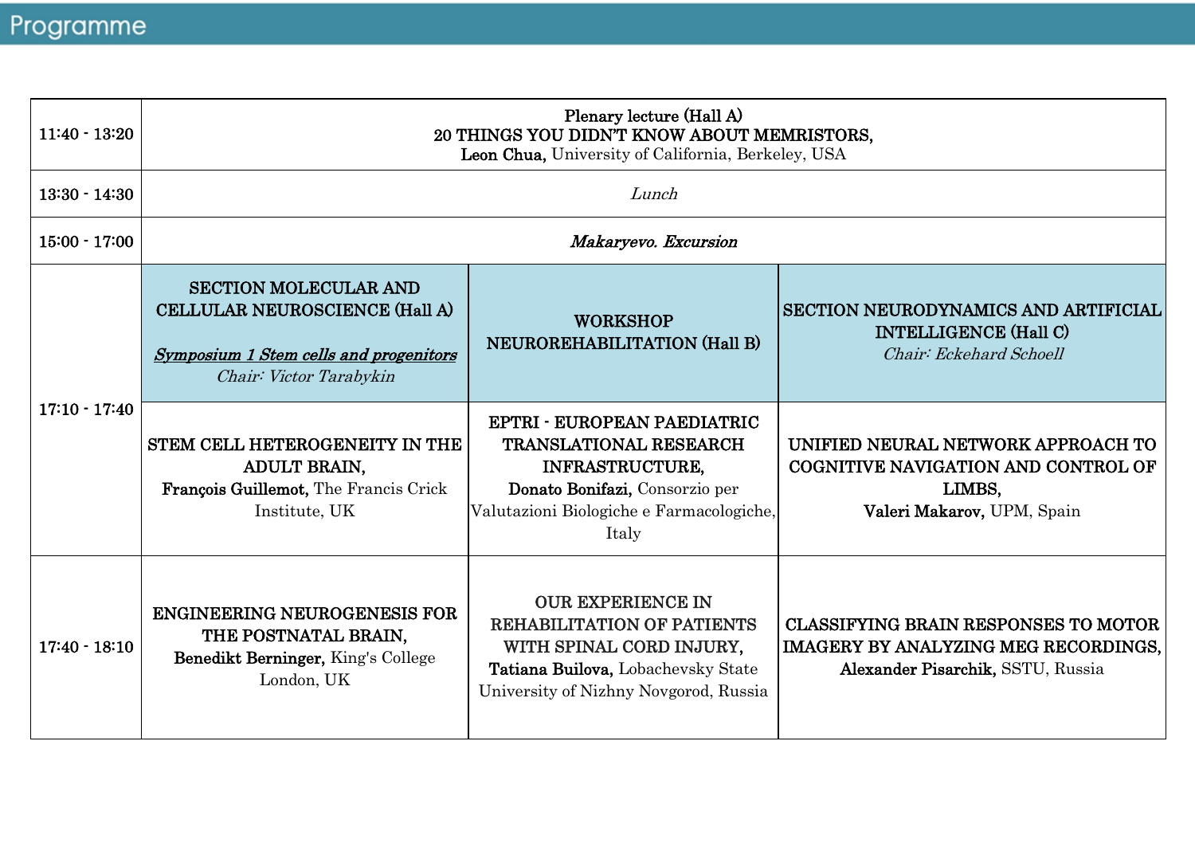## Programme

| | | | |
|---|---|---|---|
| 11:40 - 13:20 | Plenary lecture (Hall A)<br>20 THINGS YOU DIDN'T KNOW ABOUT MEMRISTORS,<br>**Leon Chua,** University of California, Berkeley, USA | | |
| 13:30 - 14:30 | *Lunch* | | |
| 15:00 - 17:00 | ***Makaryevo. Excursion*** | | |
| 17:10 - 17:40 | SECTION MOLECULAR AND CELLULAR NEUROSCIENCE (Hall A)<br><br>***Symposium 1 Stem cells and progenitors***<br>*Chair: Victor Tarabykin* | WORKSHOP NEUROREHABILITATION (Hall B) | SECTION NEURODYNAMICS AND ARTIFICIAL INTELLIGENCE (Hall C)<br>*Chair: Eckehard Schoell* |
| | STEM CELL HETEROGENEITY IN THE ADULT BRAIN,<br>**François Guillemot,** The Francis Crick Institute, UK | EPTRI - EUROPEAN PAEDIATRIC TRANSLATIONAL RESEARCH INFRASTRUCTURE,<br>**Donato Bonifazi,** Consorzio per Valutazioni Biologiche e Farmacologiche, Italy | UNIFIED NEURAL NETWORK APPROACH TO COGNITIVE NAVIGATION AND CONTROL OF LIMBS,<br>**Valeri Makarov,** UPM, Spain |
| 17:40 - 18:10 | ENGINEERING NEUROGENESIS FOR THE POSTNATAL BRAIN,<br>**Benedikt Berninger,** King's College London, UK | OUR EXPERIENCE IN REHABILITATION OF PATIENTS WITH SPINAL CORD INJURY,<br>**Tatiana Builova,** Lobachevsky State University of Nizhny Novgorod, Russia | CLASSIFYING BRAIN RESPONSES TO MOTOR IMAGERY BY ANALYZING MEG RECORDINGS,<br>**Alexander Pisarchik,** SSTU, Russia |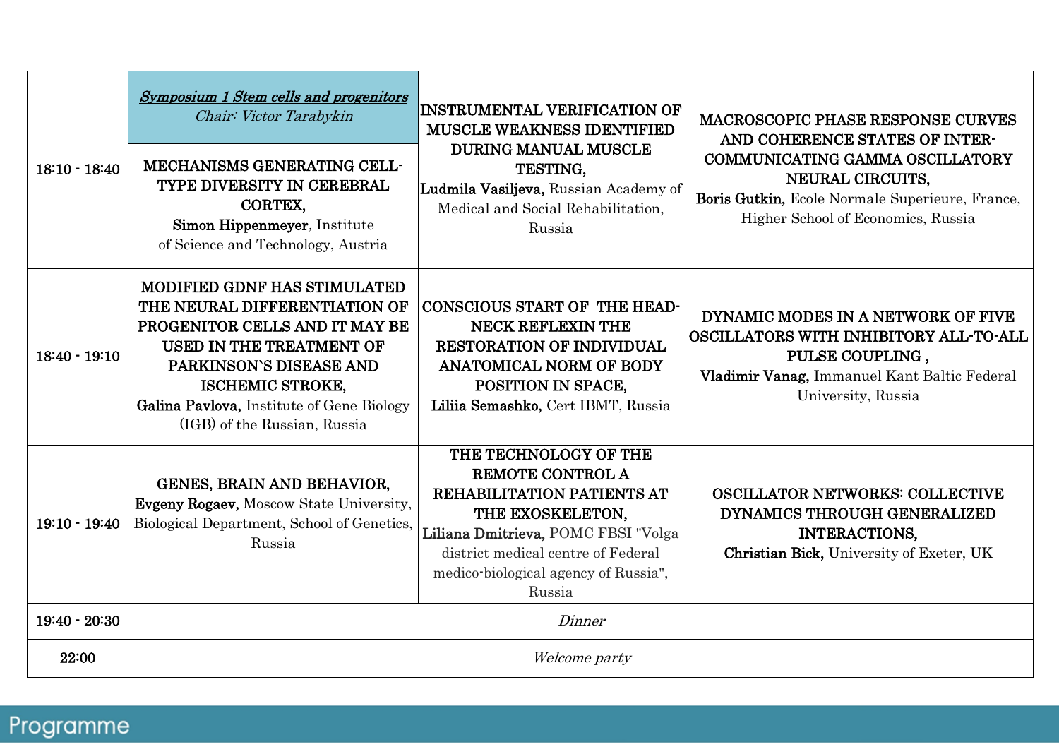| | | | |
|---|---|---|---|
| | ***Symposium 1 Stem cells and progenitors*** *Chair: Victor Tarabykin* | | |
| 18:10 - 18:40 | **MECHANISMS GENERATING CELL-TYPE DIVERSITY IN CEREBRAL CORTEX,** **Simon Hippenmeyer**, Institute of Science and Technology, Austria | **INSTRUMENTAL VERIFICATION OF MUSCLE WEAKNESS IDENTIFIED DURING MANUAL MUSCLE TESTING,** **Ludmila Vasiljeva,** Russian Academy of Medical and Social Rehabilitation, Russia | **MACROSCOPIC PHASE RESPONSE CURVES AND COHERENCE STATES OF INTER-COMMUNICATING GAMMA OSCILLATORY NEURAL CIRCUITS,** **Boris Gutkin,** Ecole Normale Superieure, France, Higher School of Economics, Russia |
| 18:40 - 19:10 | **MODIFIED GDNF HAS STIMULATED THE NEURAL DIFFERENTIATION OF PROGENITOR CELLS AND IT MAY BE USED IN THE TREATMENT OF PARKINSON`S DISEASE AND ISCHEMIC STROKE,** **Galina Pavlova,** Institute of Gene Biology (IGB) of the Russian, Russia | **CONSCIOUS START OF THE HEAD-NECK REFLEXIN THE RESTORATION OF INDIVIDUAL ANATOMICAL NORM OF BODY POSITION IN SPACE,** **Liliia Semashko,** Cert IBMT, Russia | **DYNAMIC MODES IN A NETWORK OF FIVE OSCILLATORS WITH INHIBITORY ALL-TO-ALL PULSE COUPLING ,** **Vladimir Vanag,** Immanuel Kant Baltic Federal University, Russia |
| 19:10 - 19:40 | **GENES, BRAIN AND BEHAVIOR,** **Evgeny Rogaev,** Moscow State University, Biological Department, School of Genetics, Russia | **THE TECHNOLOGY OF THE REMOTE CONTROL A REHABILITATION PATIENTS AT THE EXOSKELETON,** **Liliana Dmitrieva,** POMC FBSI "Volga district medical centre of Federal medico-biological agency of Russia", Russia | **OSCILLATOR NETWORKS: COLLECTIVE DYNAMICS THROUGH GENERALIZED INTERACTIONS,** **Christian Bick,** University of Exeter, UK |
| 19:40 - 20:30 | *Dinner* | | |
| 22:00 | *Welcome party* | | |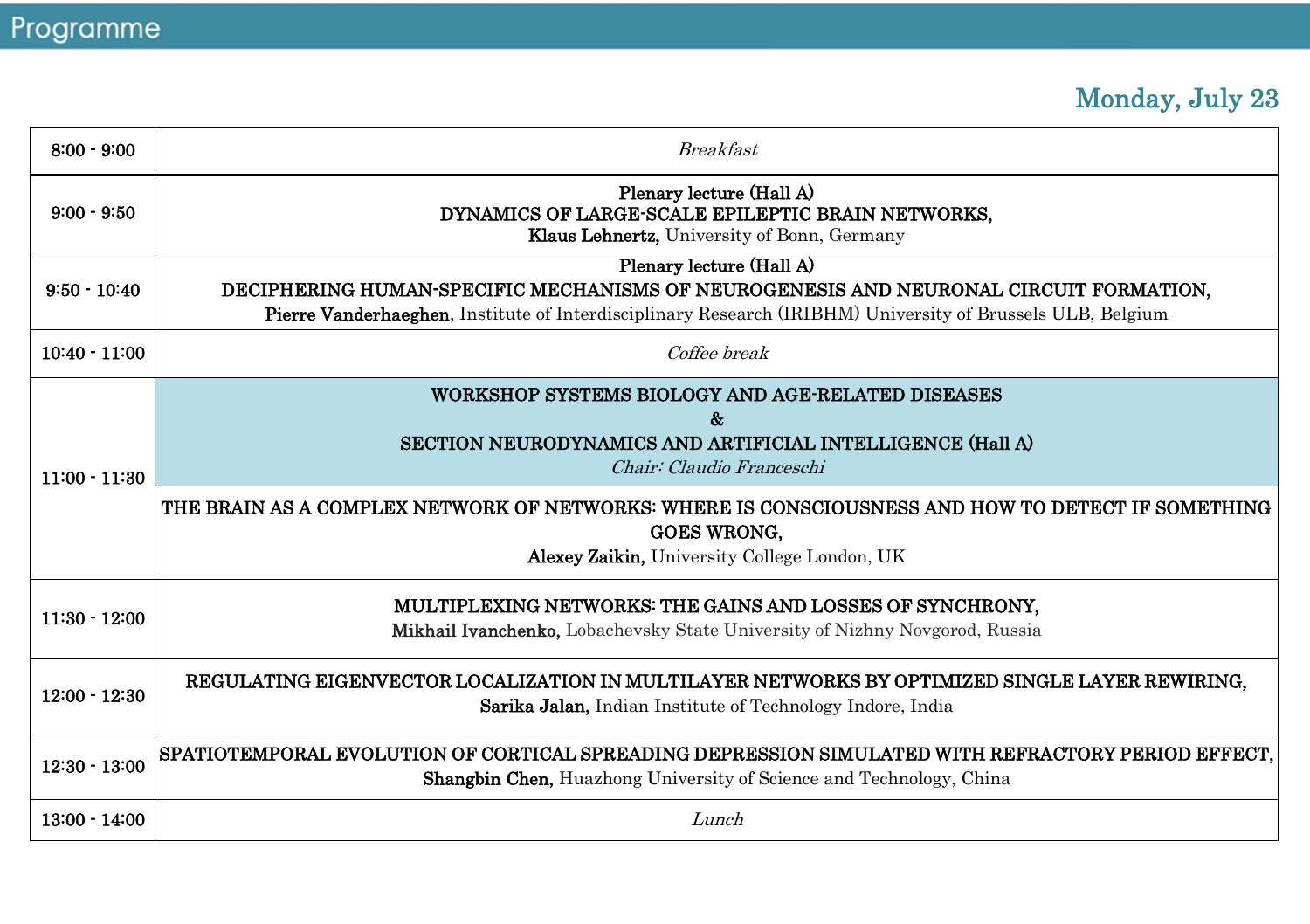## Programme

### Monday, July 23

| Time | Event |
|---|---|
| 8:00 - 9:00 | *Breakfast* |
| 9:00 - 9:50 | **Plenary lecture (Hall A)**<br>**DYNAMICS OF LARGE-SCALE EPILEPTIC BRAIN NETWORKS,**<br>**Klaus Lehnertz,** University of Bonn, Germany |
| 9:50 - 10:40 | **Plenary lecture (Hall A)**<br>**DECIPHERING HUMAN-SPECIFIC MECHANISMS OF NEUROGENESIS AND NEURONAL CIRCUIT FORMATION,**<br>**Pierre Vanderhaeghen**, Institute of Interdisciplinary Research (IRIBHM) University of Brussels ULB, Belgium |
| 10:40 - 11:00 | *Coffee break* |
| 11:00 - 11:30 | **WORKSHOP SYSTEMS BIOLOGY AND AGE-RELATED DISEASES**<br>**&**<br>**SECTION NEURODYNAMICS AND ARTIFICIAL INTELLIGENCE (Hall A)**<br>*Chair: Claudio Franceschi* |
| | **THE BRAIN AS A COMPLEX NETWORK OF NETWORKS: WHERE IS CONSCIOUSNESS AND HOW TO DETECT IF SOMETHING GOES WRONG,**<br>**Alexey Zaikin,** University College London, UK |
| 11:30 - 12:00 | **MULTIPLEXING NETWORKS: THE GAINS AND LOSSES OF SYNCHRONY,**<br>**Mikhail Ivanchenko,** Lobachevsky State University of Nizhny Novgorod, Russia |
| 12:00 - 12:30 | **REGULATING EIGENVECTOR LOCALIZATION IN MULTILAYER NETWORKS BY OPTIMIZED SINGLE LAYER REWIRING,**<br>**Sarika Jalan,** Indian Institute of Technology Indore, India |
| 12:30 - 13:00 | **SPATIOTEMPORAL EVOLUTION OF CORTICAL SPREADING DEPRESSION SIMULATED WITH REFRACTORY PERIOD EFFECT,**<br>**Shangbin Chen,** Huazhong University of Science and Technology, China |
| 13:00 - 14:00 | *Lunch* |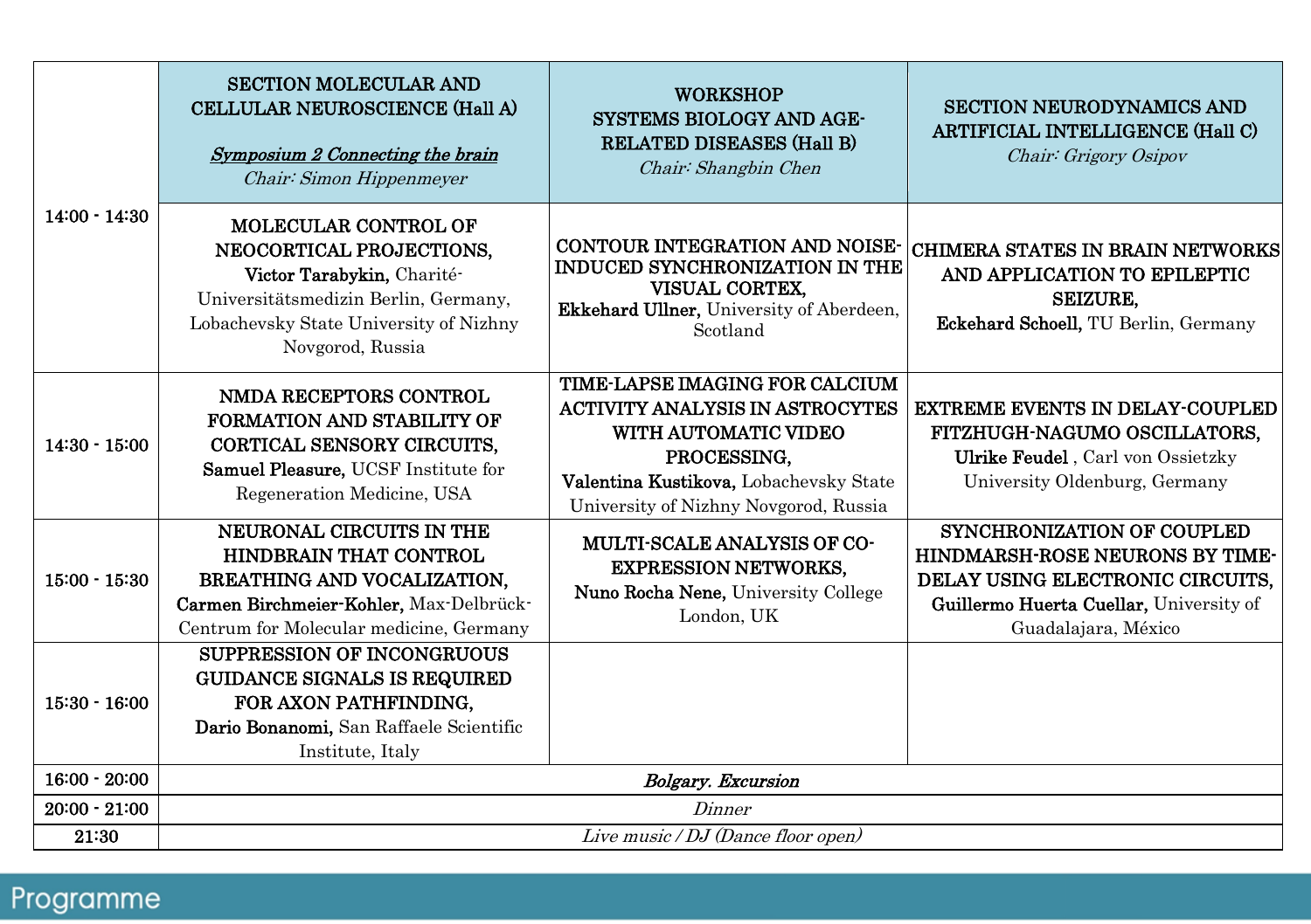| | SECTION MOLECULAR AND CELLULAR NEUROSCIENCE (Hall A)<br><br>***Symposium 2 Connecting the brain***<br>*Chair: Simon Hippenmeyer* | WORKSHOP<br>SYSTEMS BIOLOGY AND AGE-RELATED DISEASES (Hall B)<br>*Chair: Shangbin Chen* | SECTION NEURODYNAMICS AND ARTIFICIAL INTELLIGENCE (Hall C)<br>*Chair: Grigory Osipov* |
|---|---|---|---|
| 14:00 - 14:30 | MOLECULAR CONTROL OF NEOCORTICAL PROJECTIONS,<br>**Victor Tarabykin,** Charité-Universitätsmedizin Berlin, Germany, Lobachevsky State University of Nizhny Novgorod, Russia | CONTOUR INTEGRATION AND NOISE-INDUCED SYNCHRONIZATION IN THE VISUAL CORTEX,<br>**Ekkehard Ullner,** University of Aberdeen, Scotland | CHIMERA STATES IN BRAIN NETWORKS AND APPLICATION TO EPILEPTIC SEIZURE,<br>**Eckehard Schoell,** TU Berlin, Germany |
| 14:30 - 15:00 | NMDA RECEPTORS CONTROL FORMATION AND STABILITY OF CORTICAL SENSORY CIRCUITS,<br>**Samuel Pleasure,** UCSF Institute for Regeneration Medicine, USA | TIME-LAPSE IMAGING FOR CALCIUM ACTIVITY ANALYSIS IN ASTROCYTES WITH AUTOMATIC VIDEO PROCESSING,<br>**Valentina Kustikova,** Lobachevsky State University of Nizhny Novgorod, Russia | EXTREME EVENTS IN DELAY-COUPLED FITZHUGH-NAGUMO OSCILLATORS,<br>**Ulrike Feudel** , Carl von Ossietzky University Oldenburg, Germany |
| 15:00 - 15:30 | NEURONAL CIRCUITS IN THE HINDBRAIN THAT CONTROL BREATHING AND VOCALIZATION,<br>**Carmen Birchmeier-Kohler,** Max-Delbrück-Centrum for Molecular medicine, Germany | MULTI-SCALE ANALYSIS OF CO-EXPRESSION NETWORKS,<br>**Nuno Rocha Nene,** University College London, UK | SYNCHRONIZATION OF COUPLED HINDMARSH-ROSE NEURONS BY TIME-DELAY USING ELECTRONIC CIRCUITS,<br>**Guillermo Huerta Cuellar,** University of Guadalajara, México |
| 15:30 - 16:00 | SUPPRESSION OF INCONGRUOUS GUIDANCE SIGNALS IS REQUIRED FOR AXON PATHFINDING,<br>**Dario Bonanomi,** San Raffaele Scientific Institute, Italy | | |
| 16:00 - 20:00 | ***Bolgary. Excursion*** | | |
| 20:00 - 21:00 | *Dinner* | | |
| 21:30 | *Live music / DJ (Dance floor open)* | | |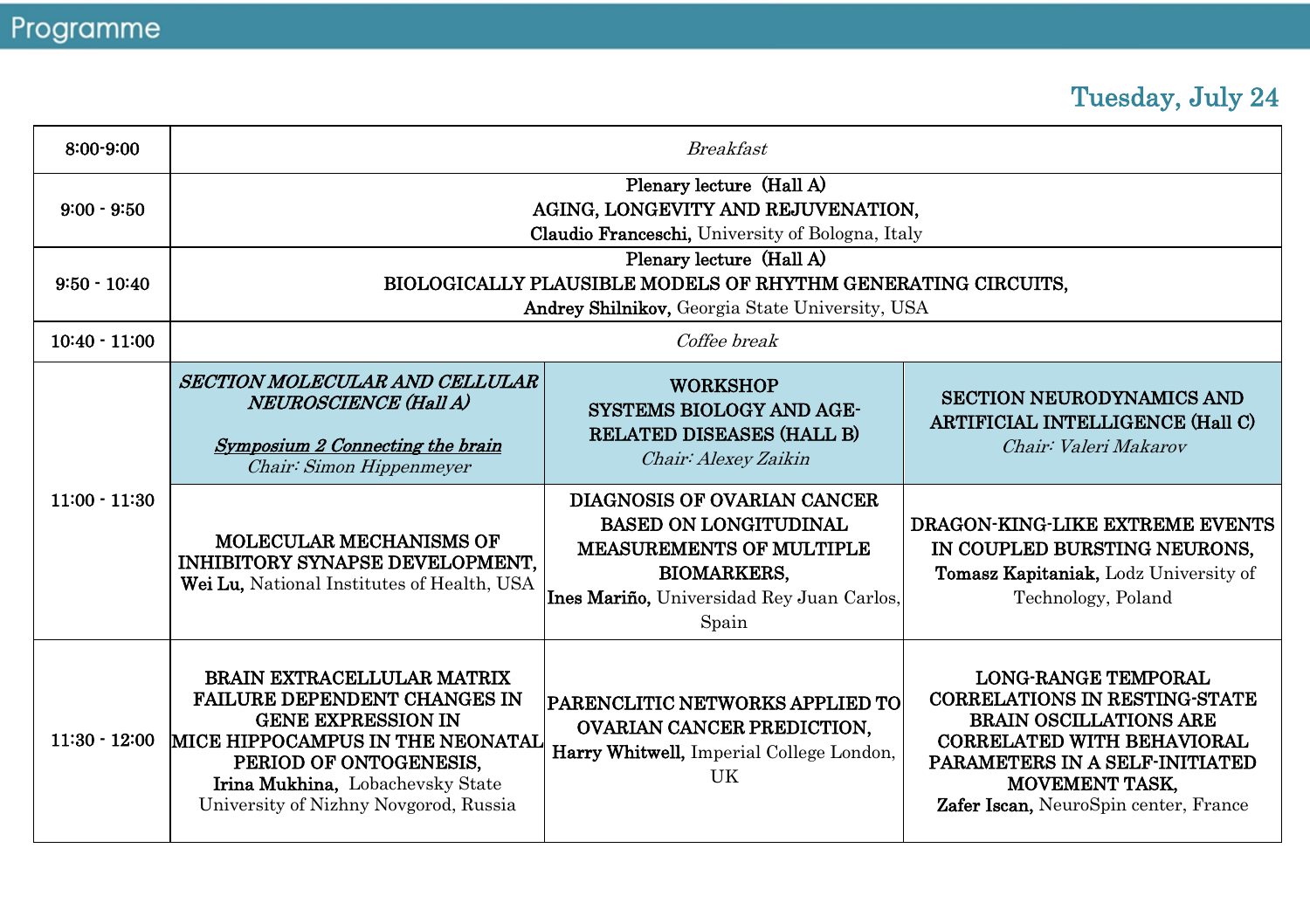# Programme

## Tuesday, July 24

| Time | | | |
|---|---|---|---|
| 8:00-9:00 | *Breakfast* | | |
| 9:00 - 9:50 | Plenary lecture (Hall A)<br>AGING, LONGEVITY AND REJUVENATION,<br>**Claudio Franceschi,** University of Bologna, Italy | | |
| 9:50 - 10:40 | Plenary lecture (Hall A)<br>BIOLOGICALLY PLAUSIBLE MODELS OF RHYTHM GENERATING CIRCUITS,<br>**Andrey Shilnikov,** Georgia State University, USA | | |
| 10:40 - 11:00 | *Coffee break* | | |
| 11:00 - 11:30 | ***SECTION MOLECULAR AND CELLULAR NEUROSCIENCE (Hall A)***<br>***Symposium 2 Connecting the brain***<br>*Chair: Simon Hippenmeyer* | WORKSHOP<br>SYSTEMS BIOLOGY AND AGE-RELATED DISEASES (HALL B)<br>*Chair: Alexey Zaikin* | SECTION NEURODYNAMICS AND ARTIFICIAL INTELLIGENCE (Hall C)<br>*Chair: Valeri Makarov* |
| | MOLECULAR MECHANISMS OF INHIBITORY SYNAPSE DEVELOPMENT,<br>**Wei Lu,** National Institutes of Health, USA | DIAGNOSIS OF OVARIAN CANCER BASED ON LONGITUDINAL MEASUREMENTS OF MULTIPLE BIOMARKERS,<br>**Ines Mariño,** Universidad Rey Juan Carlos, Spain | DRAGON-KING-LIKE EXTREME EVENTS IN COUPLED BURSTING NEURONS,<br>**Tomasz Kapitaniak,** Lodz University of Technology, Poland |
| 11:30 - 12:00 | BRAIN EXTRACELLULAR MATRIX FAILURE DEPENDENT CHANGES IN GENE EXPRESSION IN MICE HIPPOCAMPUS IN THE NEONATAL PERIOD OF ONTOGENESIS,<br>**Irina Mukhina,** Lobachevsky State University of Nizhny Novgorod, Russia | PARENCLITIC NETWORKS APPLIED TO OVARIAN CANCER PREDICTION,<br>**Harry Whitwell,** Imperial College London, UK | LONG-RANGE TEMPORAL CORRELATIONS IN RESTING-STATE BRAIN OSCILLATIONS ARE CORRELATED WITH BEHAVIORAL PARAMETERS IN A SELF-INITIATED MOVEMENT TASK,<br>**Zafer Iscan,** NeuroSpin center, France |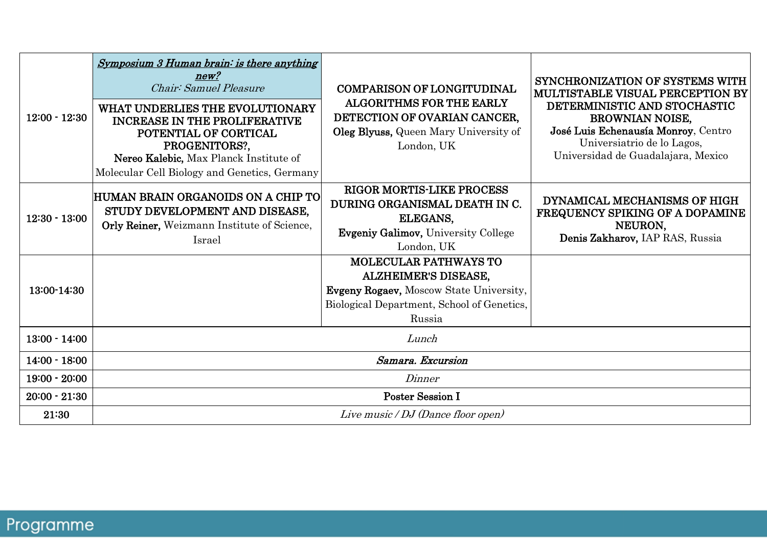| | | | |
|---|---|---|---|
| 12:00 - 12:30 | ***Symposium 3 Human brain: is there anything new?*** *Chair: Samuel Pleasure* <br> WHAT UNDERLIES THE EVOLUTIONARY INCREASE IN THE PROLIFERATIVE POTENTIAL OF CORTICAL PROGENITORS?, **Nereo Kalebic,** Max Planck Institute of Molecular Cell Biology and Genetics, Germany | COMPARISON OF LONGITUDINAL ALGORITHMS FOR THE EARLY DETECTION OF OVARIAN CANCER, **Oleg Blyuss,** Queen Mary University of London, UK | SYNCHRONIZATION OF SYSTEMS WITH MULTISTABLE VISUAL PERCEPTION BY DETERMINISTIC AND STOCHASTIC BROWNIAN NOISE, **José Luis Echenausía Monroy**, Centro Universiatrio de lo Lagos, Universidad de Guadalajara, Mexico |
| 12:30 - 13:00 | HUMAN BRAIN ORGANOIDS ON A CHIP TO STUDY DEVELOPMENT AND DISEASE, **Orly Reiner,** Weizmann Institute of Science, Israel | RIGOR MORTIS-LIKE PROCESS DURING ORGANISMAL DEATH IN C. ELEGANS, **Evgeniy Galimov,** University College London, UK | DYNAMICAL MECHANISMS OF HIGH FREQUENCY SPIKING OF A DOPAMINE NEURON, **Denis Zakharov,** IAP RAS, Russia |
| 13:00-14:30 | | MOLECULAR PATHWAYS TO ALZHEIMER'S DISEASE, **Evgeny Rogaev,** Moscow State University, Biological Department, School of Genetics, Russia | |
| 13:00 - 14:00 | *Lunch* | | |
| 14:00 - 18:00 | ***Samara. Excursion*** | | |
| 19:00 - 20:00 | *Dinner* | | |
| 20:00 - 21:30 | **Poster Session I** | | |
| 21:30 | *Live music / DJ (Dance floor open)* | | |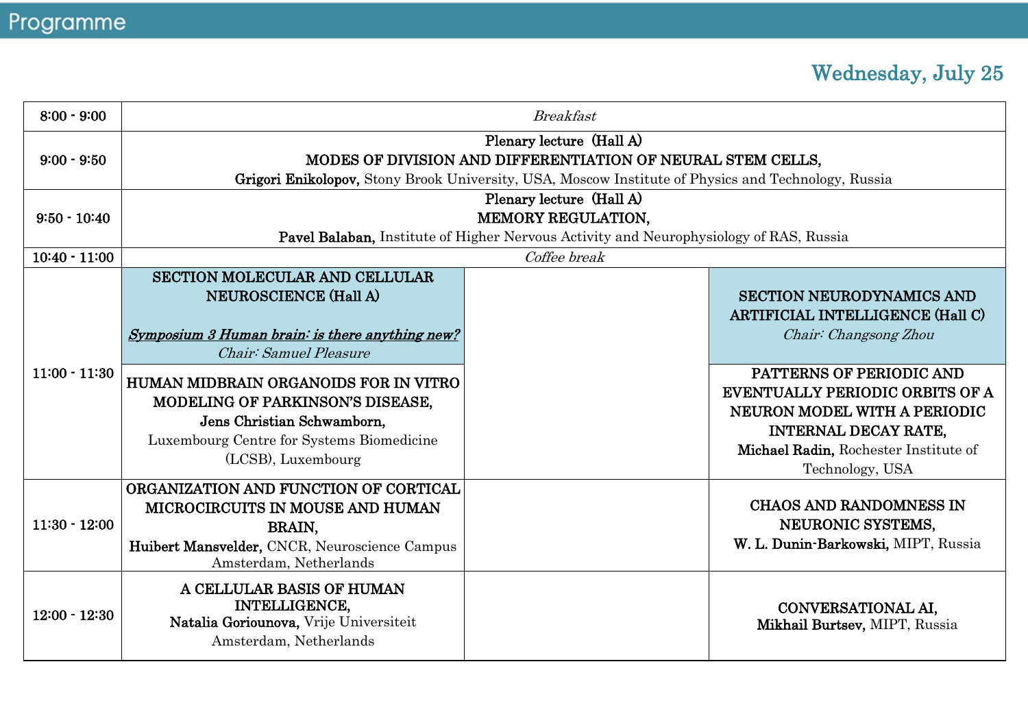## Programme

### Wednesday, July 25

| Time | Hall A | | Hall C |
|---|---|---|---|
| 8:00 - 9:00 | *Breakfast* | | |
| 9:00 - 9:50 | Plenary lecture (Hall A)<br>MODES OF DIVISION AND DIFFERENTIATION OF NEURAL STEM CELLS,<br>**Grigori Enikolopov,** Stony Brook University, USA, Moscow Institute of Physics and Technology, Russia | | |
| 9:50 - 10:40 | Plenary lecture (Hall A)<br>MEMORY REGULATION,<br>**Pavel Balaban,** Institute of Higher Nervous Activity and Neurophysiology of RAS, Russia | | |
| 10:40 - 11:00 | *Coffee break* | | |
| 11:00 - 11:30 | **SECTION MOLECULAR AND CELLULAR NEUROSCIENCE (Hall A)**<br><br>***Symposium 3 Human brain: is there anything new?***<br>*Chair: Samuel Pleasure* | | **SECTION NEURODYNAMICS AND ARTIFICIAL INTELLIGENCE (Hall C)**<br>*Chair: Changsong Zhou* |
| | HUMAN MIDBRAIN ORGANOIDS FOR IN VITRO MODELING OF PARKINSON'S DISEASE,<br>**Jens Christian Schwamborn,**<br>Luxembourg Centre for Systems Biomedicine (LCSB), Luxembourg | | PATTERNS OF PERIODIC AND EVENTUALLY PERIODIC ORBITS OF A NEURON MODEL WITH A PERIODIC INTERNAL DECAY RATE,<br>**Michael Radin,** Rochester Institute of Technology, USA |
| 11:30 - 12:00 | ORGANIZATION AND FUNCTION OF CORTICAL MICROCIRCUITS IN MOUSE AND HUMAN BRAIN,<br>**Huibert Mansvelder,** CNCR, Neuroscience Campus Amsterdam, Netherlands | | CHAOS AND RANDOMNESS IN NEURONIC SYSTEMS,<br>**W. L. Dunin-Barkowski,** MIPT, Russia |
| 12:00 - 12:30 | A CELLULAR BASIS OF HUMAN INTELLIGENCE,<br>**Natalia Goriounova,** Vrije Universiteit Amsterdam, Netherlands | | CONVERSATIONAL AI,<br>**Mikhail Burtsev,** MIPT, Russia |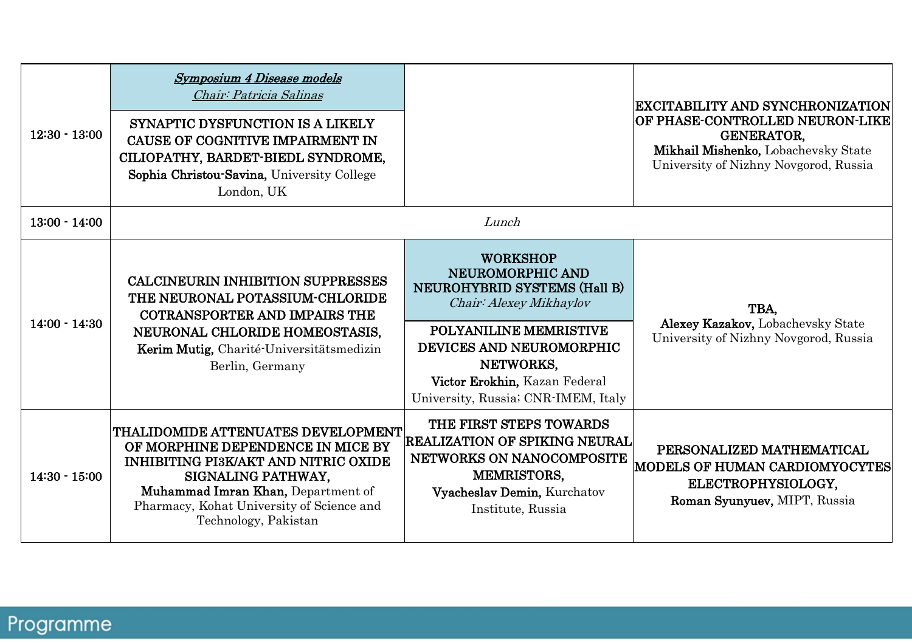| | | | |
|---|---|---|---|
| 12:30 - 13:00 | ***Symposium 4 Disease models*** *Chair: Patricia Salinas*<br><br>**SYNAPTIC DYSFUNCTION IS A LIKELY CAUSE OF COGNITIVE IMPAIRMENT IN CILIOPATHY, BARDET-BIEDL SYNDROME,** **Sophia Christou-Savina,** University College London, UK | | **EXCITABILITY AND SYNCHRONIZATION OF PHASE-CONTROLLED NEURON-LIKE GENERATOR,** **Mikhail Mishenko,** Lobachevsky State University of Nizhny Novgorod, Russia |
| 13:00 - 14:00 | *Lunch* | | |
| 14:00 - 14:30 | **CALCINEURIN INHIBITION SUPPRESSES THE NEURONAL POTASSIUM-CHLORIDE COTRANSPORTER AND IMPAIRS THE NEURONAL CHLORIDE HOMEOSTASIS,** **Kerim Mutig,** Charité-Universitätsmedizin Berlin, Germany | **WORKSHOP NEUROMORPHIC AND NEUROHYBRID SYSTEMS (Hall B)** *Chair: Alexey Mikhaylov*<br><br>**POLYANILINE MEMRISTIVE DEVICES AND NEUROMORPHIC NETWORKS,** **Victor Erokhin,** Kazan Federal University, Russia; CNR-IMEM, Italy | **TBA,** **Alexey Kazakov,** Lobachevsky State University of Nizhny Novgorod, Russia |
| 14:30 - 15:00 | **THALIDOMIDE ATTENUATES DEVELOPMENT OF MORPHINE DEPENDENCE IN MICE BY INHIBITING PI3K/AKT AND NITRIC OXIDE SIGNALING PATHWAY,** **Muhammad Imran Khan,** Department of Pharmacy, Kohat University of Science and Technology, Pakistan | **THE FIRST STEPS TOWARDS REALIZATION OF SPIKING NEURAL NETWORKS ON NANOCOMPOSITE MEMRISTORS,** **Vyacheslav Demin,** Kurchatov Institute, Russia | **PERSONALIZED MATHEMATICAL MODELS OF HUMAN CARDIOMYOCYTES ELECTROPHYSIOLOGY,** **Roman Syunyuev,** MIPT, Russia |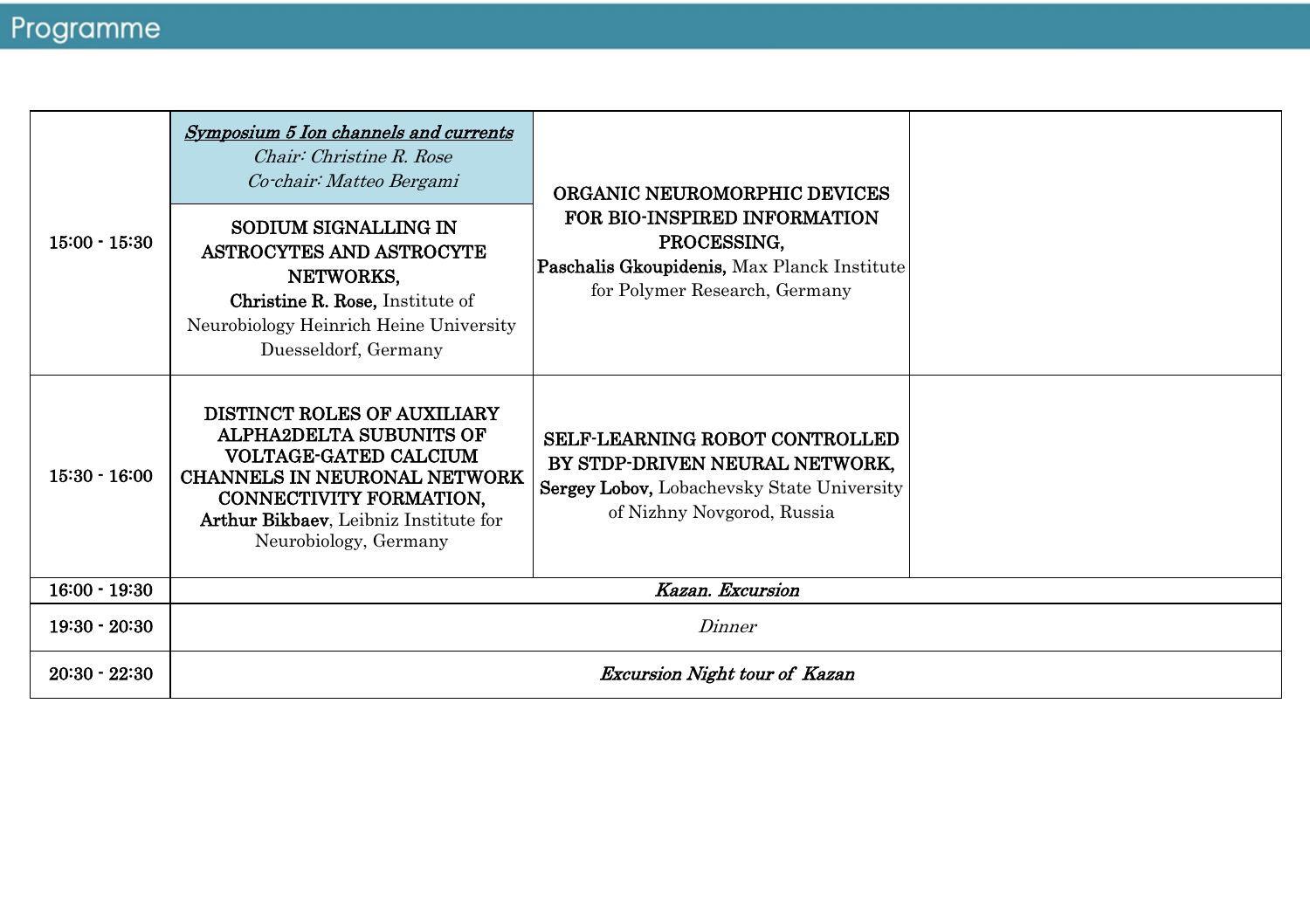## Programme

| | | | |
|---|---|---|---|
| 15:00 - 15:30 | ***Symposium 5 Ion channels and currents***<br>*Chair: Christine R. Rose*<br>*Co-chair: Matteo Bergami*<br><br>SODIUM SIGNALLING IN ASTROCYTES AND ASTROCYTE NETWORKS,<br>**Christine R. Rose,** Institute of Neurobiology Heinrich Heine University Duesseldorf, Germany | ORGANIC NEUROMORPHIC DEVICES FOR BIO-INSPIRED INFORMATION PROCESSING,<br>**Paschalis Gkoupidenis,** Max Planck Institute for Polymer Research, Germany | |
| 15:30 - 16:00 | DISTINCT ROLES OF AUXILIARY ALPHA2DELTA SUBUNITS OF VOLTAGE-GATED CALCIUM CHANNELS IN NEURONAL NETWORK CONNECTIVITY FORMATION,<br>**Arthur Bikbaev**, Leibniz Institute for Neurobiology, Germany | SELF-LEARNING ROBOT CONTROLLED BY STDP-DRIVEN NEURAL NETWORK,<br>**Sergey Lobov,** Lobachevsky State University of Nizhny Novgorod, Russia | |
| 16:00 - 19:30 | ***Kazan. Excursion*** | | |
| 19:30 - 20:30 | *Dinner* | | |
| 20:30 - 22:30 | ***Excursion Night tour of Kazan*** | | |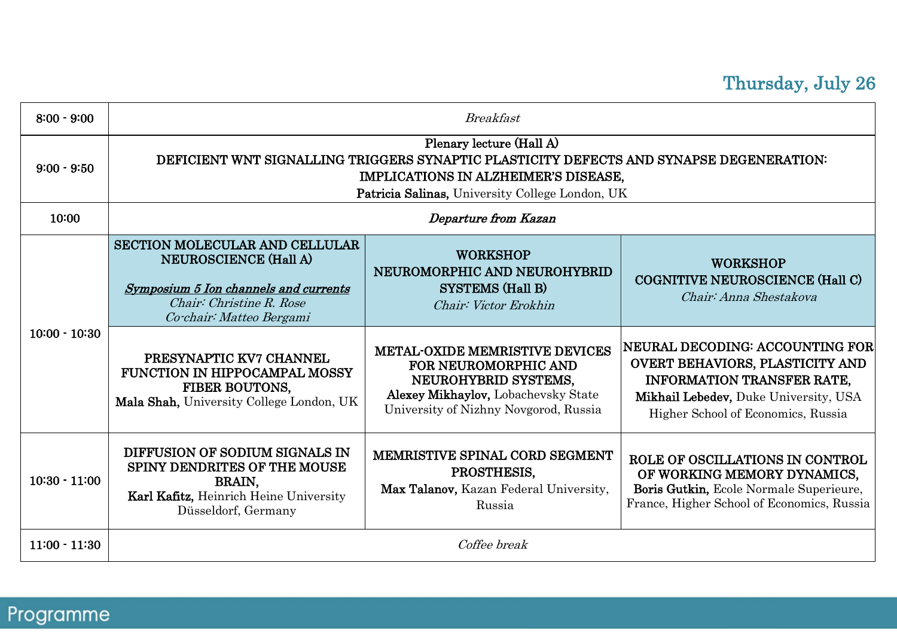## Thursday, July 26

| Time | | | |
|---|---|---|---|
| 8:00 - 9:00 | *Breakfast* | | |
| 9:00 - 9:50 | Plenary lecture (Hall A)<br>**DEFICIENT WNT SIGNALLING TRIGGERS SYNAPTIC PLASTICITY DEFECTS AND SYNAPSE DEGENERATION: IMPLICATIONS IN ALZHEIMER'S DISEASE,**<br>**Patricia Salinas,** University College London, UK | | |
| 10:00 | ***Departure from Kazan*** | | |
| 10:00 - 10:30 | **SECTION MOLECULAR AND CELLULAR NEUROSCIENCE (Hall A)**<br>***Symposium 5 Ion channels and currents***<br>*Chair: Christine R. Rose*<br>*Co-chair: Matteo Bergami* | **WORKSHOP NEUROMORPHIC AND NEUROHYBRID SYSTEMS (Hall B)**<br>*Chair: Victor Erokhin* | **WORKSHOP COGNITIVE NEUROSCIENCE (Hall C)**<br>*Chair: Anna Shestakova* |
| | **PRESYNAPTIC KV7 CHANNEL FUNCTION IN HIPPOCAMPAL MOSSY FIBER BOUTONS,**<br>**Mala Shah,** University College London, UK | **METAL-OXIDE MEMRISTIVE DEVICES FOR NEUROMORPHIC AND NEUROHYBRID SYSTEMS,**<br>**Alexey Mikhaylov,** Lobachevsky State University of Nizhny Novgorod, Russia | **NEURAL DECODING: ACCOUNTING FOR OVERT BEHAVIORS, PLASTICITY AND INFORMATION TRANSFER RATE,**<br>**Mikhail Lebedev,** Duke University, USA Higher School of Economics, Russia |
| 10:30 - 11:00 | **DIFFUSION OF SODIUM SIGNALS IN SPINY DENDRITES OF THE MOUSE BRAIN,**<br>**Karl Kafitz,** Heinrich Heine University Düsseldorf, Germany | **MEMRISTIVE SPINAL CORD SEGMENT PROSTHESIS,**<br>**Max Talanov,** Kazan Federal University, Russia | **ROLE OF OSCILLATIONS IN CONTROL OF WORKING MEMORY DYNAMICS,**<br>**Boris Gutkin,** Ecole Normale Superieure, France, Higher School of Economics, Russia |
| 11:00 - 11:30 | *Coffee break* | | |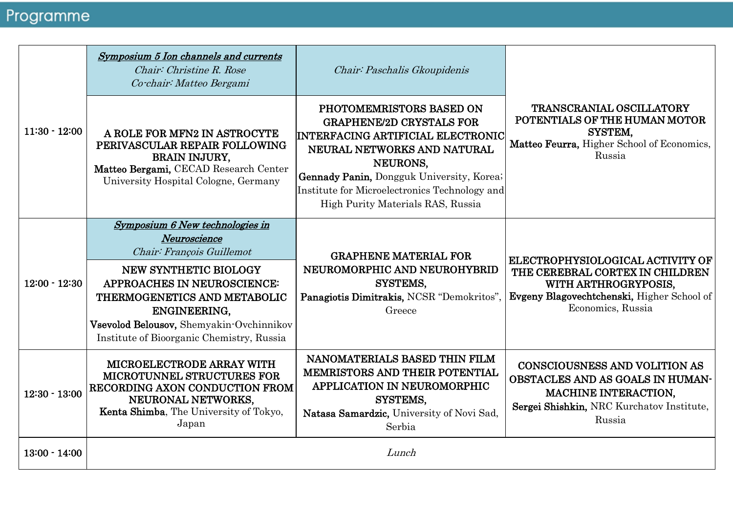## Programme

| Time | | | |
|---|---|---|---|
| 11:30 - 12:00 | ***Symposium 5 Ion channels and currents***<br>*Chair: Christine R. Rose*<br>*Co-chair: Matteo Bergami* | *Chair: Paschalis Gkoupidenis* | **TRANSCRANIAL OSCILLATORY POTENTIALS OF THE HUMAN MOTOR SYSTEM,**<br>**Matteo Feurra,** Higher School of Economics, Russia |
| | **A ROLE FOR MFN2 IN ASTROCYTE PERIVASCULAR REPAIR FOLLOWING BRAIN INJURY,**<br>**Matteo Bergami,** CECAD Research Center University Hospital Cologne, Germany | **PHOTOMEMRISTORS BASED ON GRAPHENE/2D CRYSTALS FOR INTERFACING ARTIFICIAL ELECTRONIC NEURAL NETWORKS AND NATURAL NEURONS,**<br>**Gennady Panin,** Dongguk University, Korea; Institute for Microelectronics Technology and High Purity Materials RAS, Russia | |
| 12:00 - 12:30 | ***Symposium 6 New technologies in Neuroscience***<br>*Chair: François Guillemot* | **GRAPHENE MATERIAL FOR NEUROMORPHIC AND NEUROHYBRID SYSTEMS,**<br>**Panagiotis Dimitrakis,** NCSR "Demokritos", Greece | **ELECTROPHYSIOLOGICAL ACTIVITY OF THE CEREBRAL CORTEX IN CHILDREN WITH ARTHROGRYPOSIS,**<br>**Evgeny Blagovechtchenski,** Higher School of Economics, Russia |
| | **NEW SYNTHETIC BIOLOGY APPROACHES IN NEUROSCIENCE: THERMOGENETICS AND METABOLIC ENGINEERING,**<br>**Vsevolod Belousov,** Shemyakin-Ovchinnikov Institute of Bioorganic Chemistry, Russia | | |
| 12:30 - 13:00 | **MICROELECTRODE ARRAY WITH MICROTUNNEL STRUCTURES FOR RECORDING AXON CONDUCTION FROM NEURONAL NETWORKS,**<br>**Kenta Shimba**, The University of Tokyo, Japan | **NANOMATERIALS BASED THIN FILM MEMRISTORS AND THEIR POTENTIAL APPLICATION IN NEUROMORPHIC SYSTEMS,**<br>**Natasa Samardzic,** University of Novi Sad, Serbia | **CONSCIOUSNESS AND VOLITION AS OBSTACLES AND AS GOALS IN HUMAN-MACHINE INTERACTION,**<br>**Sergei Shishkin,** NRC Kurchatov Institute, Russia |
| 13:00 - 14:00 | *Lunch* | | |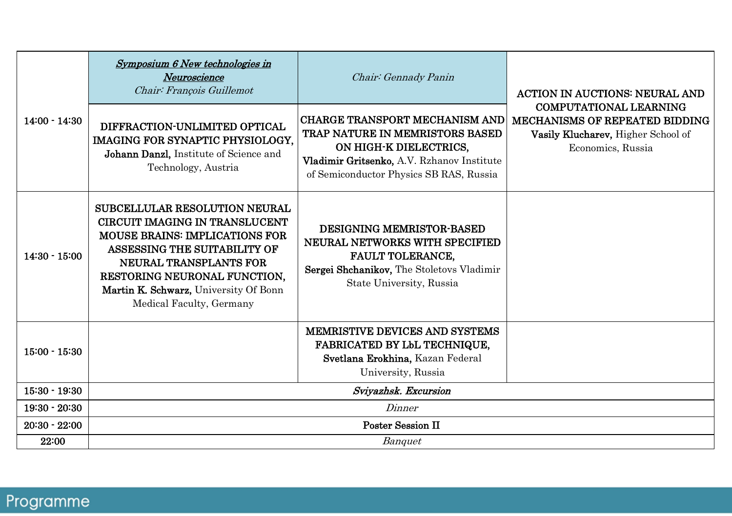| | | | |
|---|---|---|---|
| 14:00 - 14:30 | ***Symposium 6 New technologies in Neuroscience***<br>*Chair: François Guillemot* | *Chair: Gennady Panin* | **ACTION IN AUCTIONS: NEURAL AND COMPUTATIONAL LEARNING MECHANISMS OF REPEATED BIDDING**<br>**Vasily Klucharev,** Higher School of Economics, Russia |
| | **DIFFRACTION-UNLIMITED OPTICAL IMAGING FOR SYNAPTIC PHYSIOLOGY,**<br>**Johann Danzl,** Institute of Science and Technology, Austria | **CHARGE TRANSPORT MECHANISM AND TRAP NATURE IN MEMRISTORS BASED ON HIGH-K DIELECTRICS,**<br>**Vladimir Gritsenko,** A.V. Rzhanov Institute of Semiconductor Physics SB RAS, Russia | |
| 14:30 - 15:00 | **SUBCELLULAR RESOLUTION NEURAL CIRCUIT IMAGING IN TRANSLUCENT MOUSE BRAINS: IMPLICATIONS FOR ASSESSING THE SUITABILITY OF NEURAL TRANSPLANTS FOR RESTORING NEURONAL FUNCTION,**<br>**Martin K. Schwarz,** University Of Bonn Medical Faculty, Germany | **DESIGNING MEMRISTOR-BASED NEURAL NETWORKS WITH SPECIFIED FAULT TOLERANCE,**<br>**Sergei Shchanikov,** The Stoletovs Vladimir State University, Russia | |
| 15:00 - 15:30 | | **MEMRISTIVE DEVICES AND SYSTEMS FABRICATED BY LbL TECHNIQUE,**<br>**Svetlana Erokhina,** Kazan Federal University, Russia | |
| 15:30 - 19:30 | ***Sviyazhsk. Excursion*** | | |
| 19:30 - 20:30 | *Dinner* | | |
| 20:30 - 22:00 | **Poster Session II** | | |
| 22:00 | *Banquet* | | |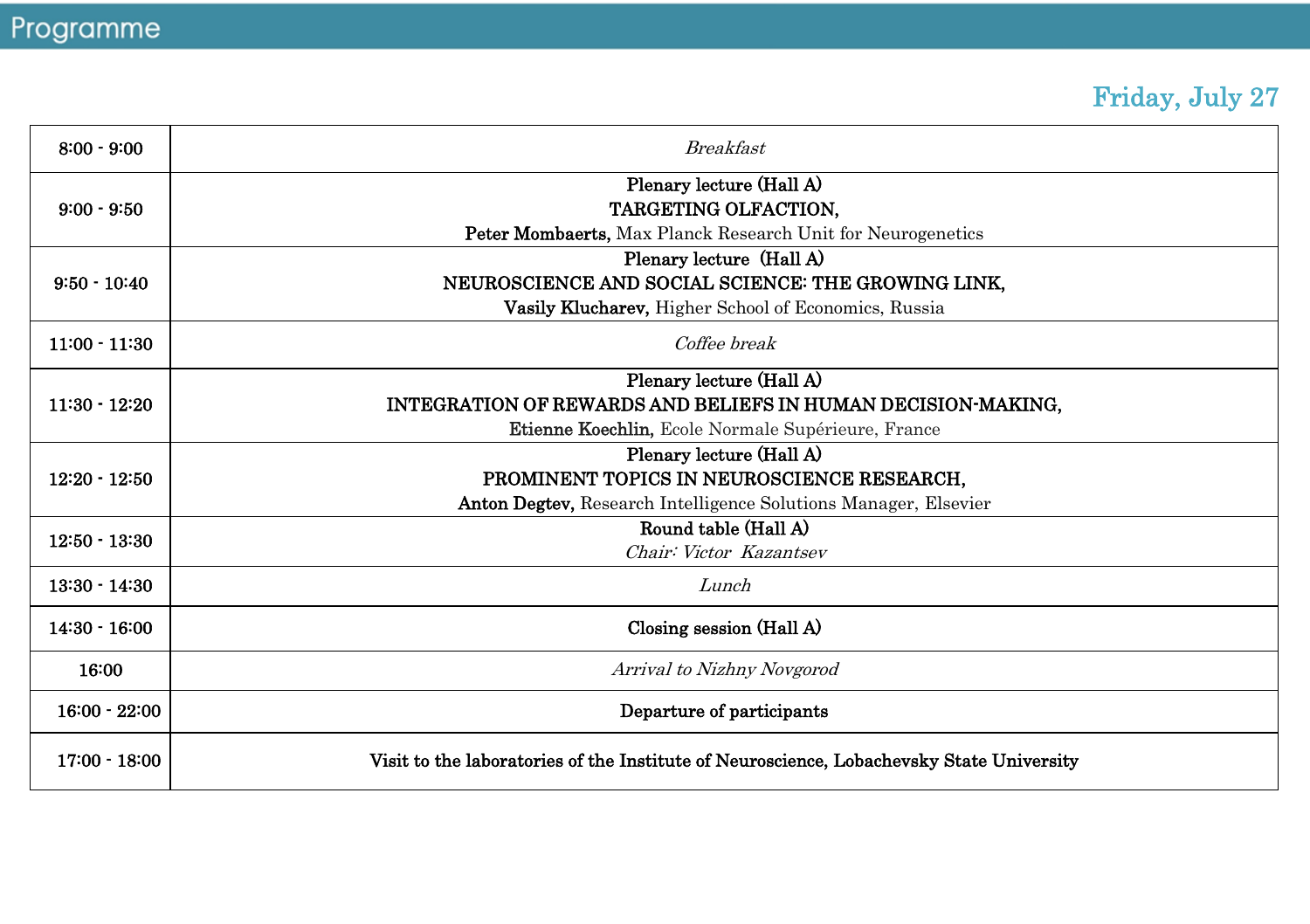## Programme

### Friday, July 27

| | |
|---|---|
| 8:00 - 9:00 | *Breakfast* |
| 9:00 - 9:50 | **Plenary lecture (Hall A)**<br>**TARGETING OLFACTION,**<br>**Peter Mombaerts,** Max Planck Research Unit for Neurogenetics |
| 9:50 - 10:40 | **Plenary lecture (Hall A)**<br>**NEUROSCIENCE AND SOCIAL SCIENCE: THE GROWING LINK,**<br>**Vasily Klucharev,** Higher School of Economics, Russia |
| 11:00 - 11:30 | *Coffee break* |
| 11:30 - 12:20 | **Plenary lecture (Hall A)**<br>**INTEGRATION OF REWARDS AND BELIEFS IN HUMAN DECISION-MAKING,**<br>**Etienne Koechlin,** Ecole Normale Supérieure, France |
| 12:20 - 12:50 | **Plenary lecture (Hall A)**<br>**PROMINENT TOPICS IN NEUROSCIENCE RESEARCH,**<br>**Anton Degtev,** Research Intelligence Solutions Manager, Elsevier |
| 12:50 - 13:30 | **Round table (Hall A)**<br>*Chair: Victor Kazantsev* |
| 13:30 - 14:30 | *Lunch* |
| 14:30 - 16:00 | **Closing session (Hall A)** |
| 16:00 | *Arrival to Nizhny Novgorod* |
| 16:00 - 22:00 | **Departure of participants** |
| 17:00 - 18:00 | **Visit to the laboratories of the Institute of Neuroscience, Lobachevsky State University** |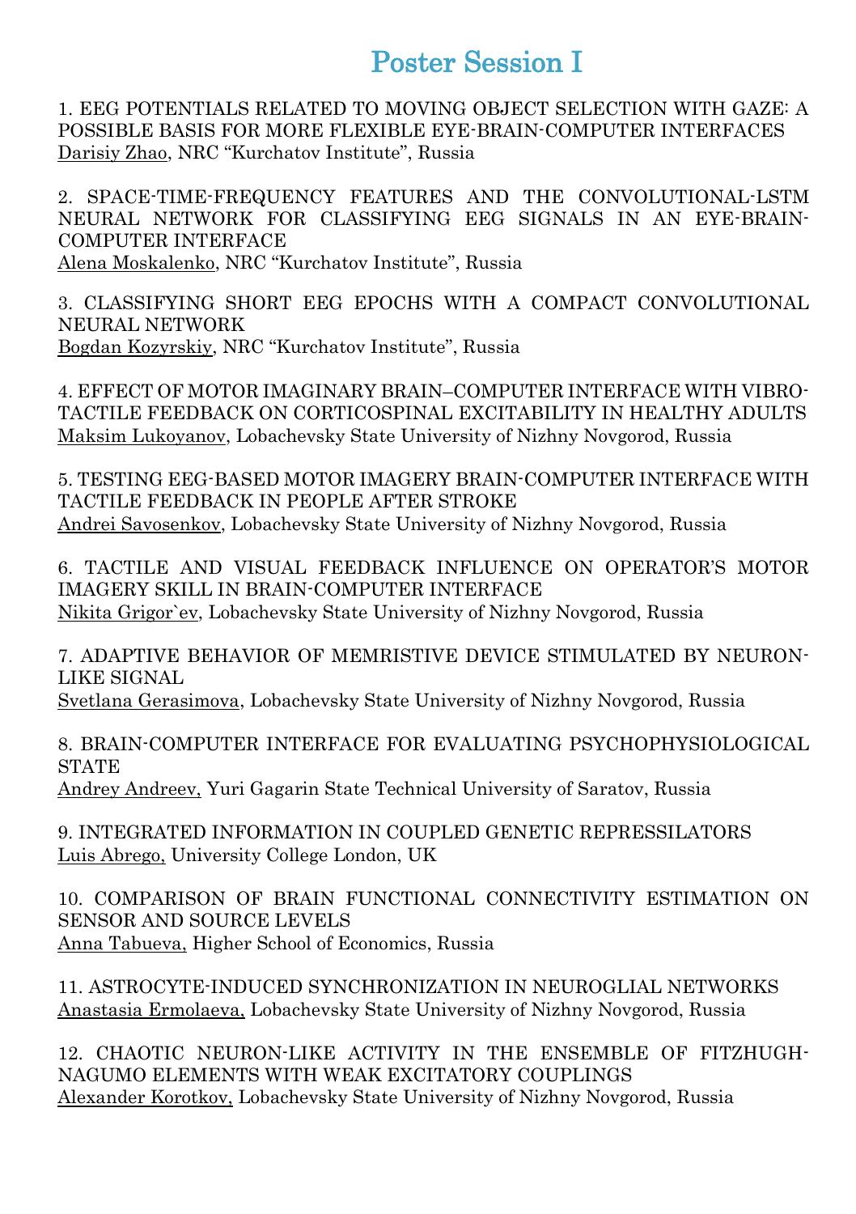# Poster Session I

1. EEG POTENTIALS RELATED TO MOVING OBJECT SELECTION WITH GAZE: A POSSIBLE BASIS FOR MORE FLEXIBLE EYE-BRAIN-COMPUTER INTERFACES
Darisiy Zhao, NRC “Kurchatov Institute”, Russia

2. SPACE-TIME-FREQUENCY FEATURES AND THE CONVOLUTIONAL-LSTM NEURAL NETWORK FOR CLASSIFYING EEG SIGNALS IN AN EYE-BRAIN-COMPUTER INTERFACE
Alena Moskalenko, NRC “Kurchatov Institute”, Russia

3. CLASSIFYING SHORT EEG EPOCHS WITH A COMPACT CONVOLUTIONAL NEURAL NETWORK
Bogdan Kozyrskiy, NRC “Kurchatov Institute”, Russia

4. EFFECT OF MOTOR IMAGINARY BRAIN–COMPUTER INTERFACE WITH VIBRO-TACTILE FEEDBACK ON CORTICOSPINAL EXCITABILITY IN HEALTHY ADULTS
Maksim Lukoyanov, Lobachevsky State University of Nizhny Novgorod, Russia

5. TESTING EEG-BASED MOTOR IMAGERY BRAIN-COMPUTER INTERFACE WITH TACTILE FEEDBACK IN PEOPLE AFTER STROKE
Andrei Savosenkov, Lobachevsky State University of Nizhny Novgorod, Russia

6. TACTILE AND VISUAL FEEDBACK INFLUENCE ON OPERATOR’S MOTOR IMAGERY SKILL IN BRAIN-COMPUTER INTERFACE
Nikita Grigor`ev, Lobachevsky State University of Nizhny Novgorod, Russia

7. ADAPTIVE BEHAVIOR OF MEMRISTIVE DEVICE STIMULATED BY NEURON-LIKE SIGNAL
Svetlana Gerasimova, Lobachevsky State University of Nizhny Novgorod, Russia

8. BRAIN-COMPUTER INTERFACE FOR EVALUATING PSYCHOPHYSIOLOGICAL STATE
Andrey Andreev, Yuri Gagarin State Technical University of Saratov, Russia

9. INTEGRATED INFORMATION IN COUPLED GENETIC REPRESSILATORS
Luis Abrego, University College London, UK

10. COMPARISON OF BRAIN FUNCTIONAL CONNECTIVITY ESTIMATION ON SENSOR AND SOURCE LEVELS
Anna Tabueva, Higher School of Economics, Russia

11. ASTROCYTE-INDUCED SYNCHRONIZATION IN NEUROGLIAL NETWORKS
Anastasia Ermolaeva, Lobachevsky State University of Nizhny Novgorod, Russia

12. CHAOTIC NEURON-LIKE ACTIVITY IN THE ENSEMBLE OF FITZHUGH-NAGUMO ELEMENTS WITH WEAK EXCITATORY COUPLINGS
Alexander Korotkov, Lobachevsky State University of Nizhny Novgorod, Russia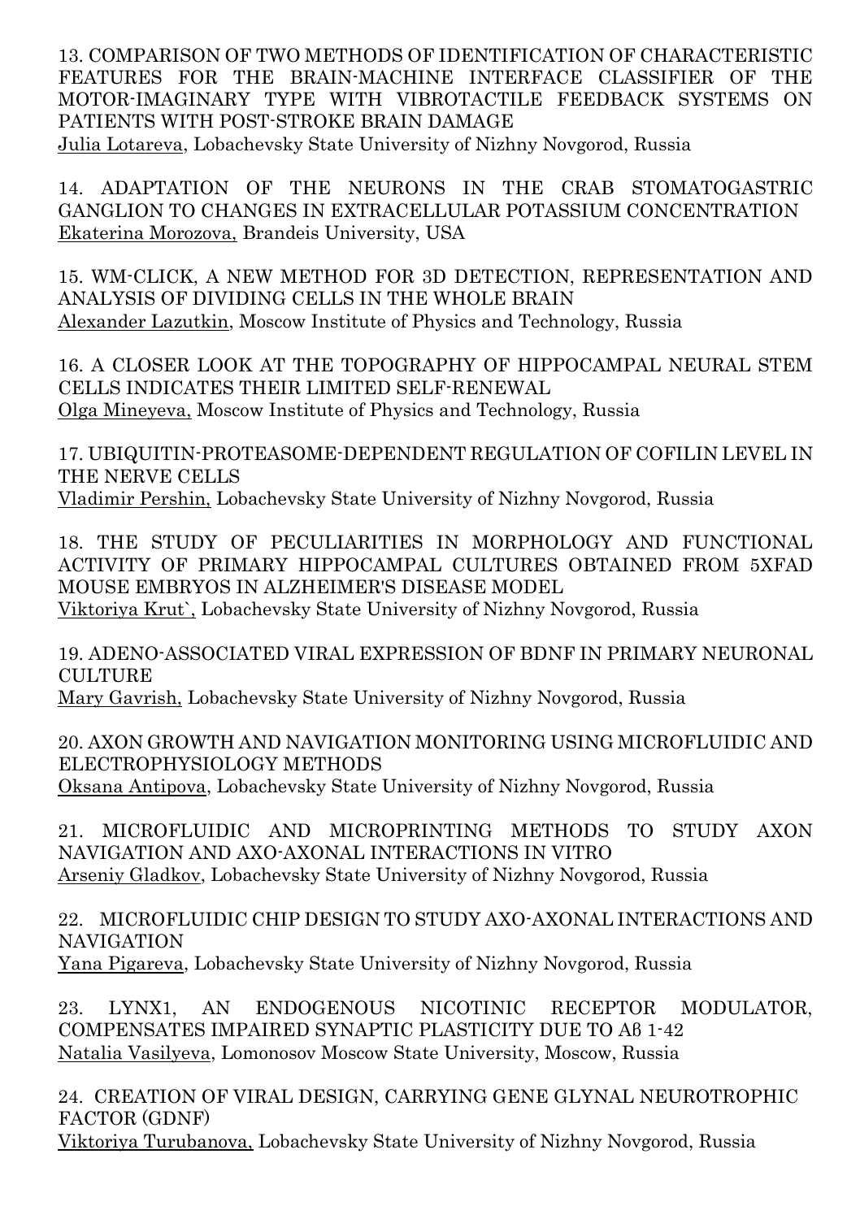13. COMPARISON OF TWO METHODS OF IDENTIFICATION OF CHARACTERISTIC FEATURES FOR THE BRAIN-MACHINE INTERFACE CLASSIFIER OF THE MOTOR-IMAGINARY TYPE WITH VIBROTACTILE FEEDBACK SYSTEMS ON PATIENTS WITH POST-STROKE BRAIN DAMAGE
Julia Lotareva, Lobachevsky State University of Nizhny Novgorod, Russia

14. ADAPTATION OF THE NEURONS IN THE CRAB STOMATOGASTRIC GANGLION TO CHANGES IN EXTRACELLULAR POTASSIUM CONCENTRATION
Ekaterina Morozova, Brandeis University, USA

15. WM-CLICK, A NEW METHOD FOR 3D DETECTION, REPRESENTATION AND ANALYSIS OF DIVIDING CELLS IN THE WHOLE BRAIN
Alexander Lazutkin, Moscow Institute of Physics and Technology, Russia

16. A CLOSER LOOK AT THE TOPOGRAPHY OF HIPPOCAMPAL NEURAL STEM CELLS INDICATES THEIR LIMITED SELF-RENEWAL
Olga Mineyeva, Moscow Institute of Physics and Technology, Russia

17. UBIQUITIN-PROTEASOME-DEPENDENT REGULATION OF COFILIN LEVEL IN THE NERVE CELLS
Vladimir Pershin, Lobachevsky State University of Nizhny Novgorod, Russia

18. THE STUDY OF PECULIARITIES IN MORPHOLOGY AND FUNCTIONAL ACTIVITY OF PRIMARY HIPPOCAMPAL CULTURES OBTAINED FROM 5XFAD MOUSE EMBRYOS IN ALZHEIMER'S DISEASE MODEL
Viktoriya Krut`, Lobachevsky State University of Nizhny Novgorod, Russia

19. ADENO-ASSOCIATED VIRAL EXPRESSION OF BDNF IN PRIMARY NEURONAL CULTURE
Mary Gavrish, Lobachevsky State University of Nizhny Novgorod, Russia

20. AXON GROWTH AND NAVIGATION MONITORING USING MICROFLUIDIC AND ELECTROPHYSIOLOGY METHODS
Oksana Antipova, Lobachevsky State University of Nizhny Novgorod, Russia

21. MICROFLUIDIC AND MICROPRINTING METHODS TO STUDY AXON NAVIGATION AND AXO-AXONAL INTERACTIONS IN VITRO
Arseniy Gladkov, Lobachevsky State University of Nizhny Novgorod, Russia

22. MICROFLUIDIC CHIP DESIGN TO STUDY AXO-AXONAL INTERACTIONS AND NAVIGATION
Yana Pigareva, Lobachevsky State University of Nizhny Novgorod, Russia

23. LYNX1, AN ENDOGENOUS NICOTINIC RECEPTOR MODULATOR, COMPENSATES IMPAIRED SYNAPTIC PLASTICITY DUE TO Aβ 1-42
Natalia Vasilyeva, Lomonosov Moscow State University, Moscow, Russia

24. CREATION OF VIRAL DESIGN, CARRYING GENE GLYNAL NEUROTROPHIC FACTOR (GDNF)
Viktoriya Turubanova, Lobachevsky State University of Nizhny Novgorod, Russia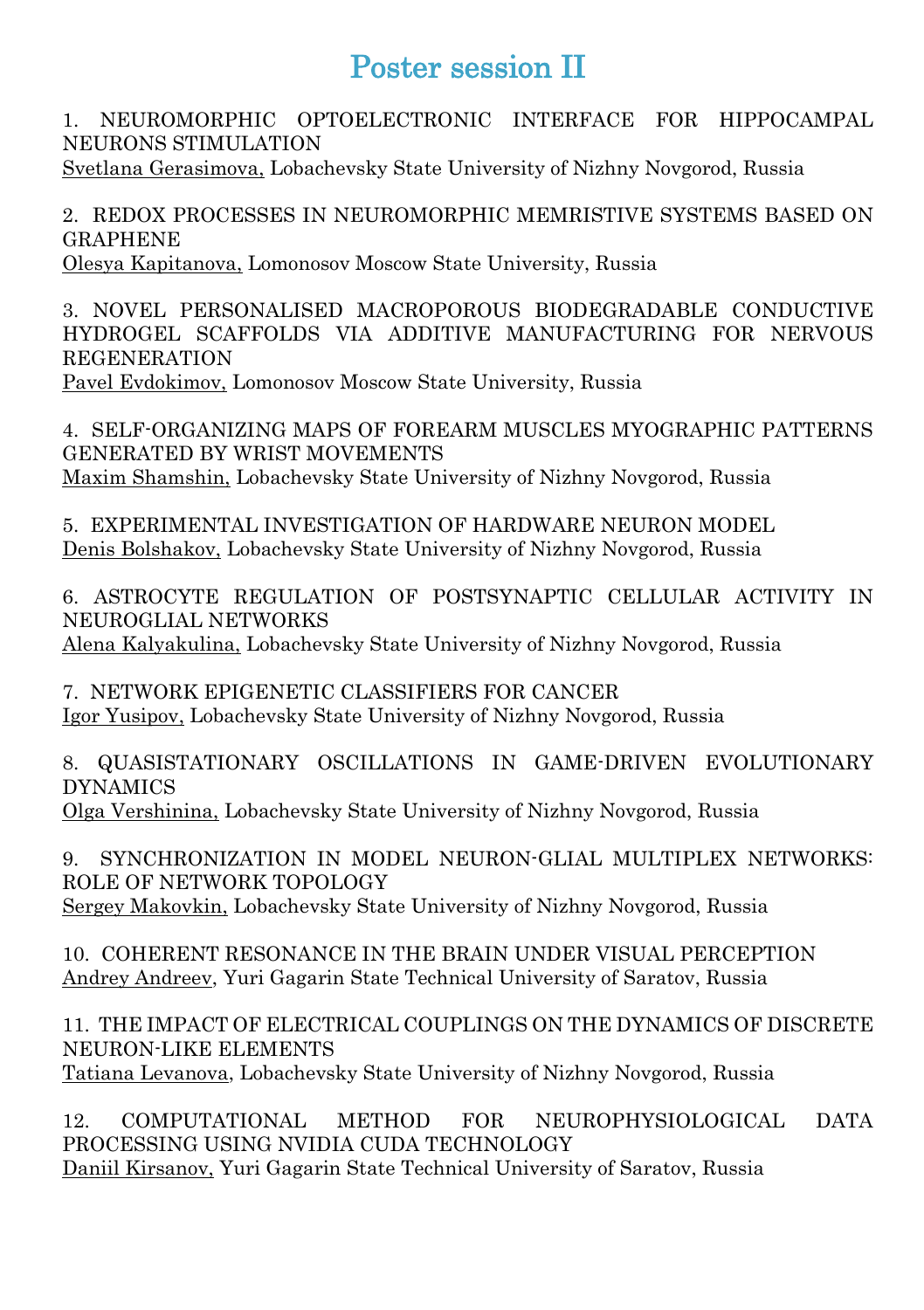# Poster session II

1. NEUROMORPHIC OPTOELECTRONIC INTERFACE FOR HIPPOCAMPAL NEURONS STIMULATION
<u>Svetlana Gerasimova,</u> Lobachevsky State University of Nizhny Novgorod, Russia

2. REDOX PROCESSES IN NEUROMORPHIC MEMRISTIVE SYSTEMS BASED ON GRAPHENE
<u>Olesya Kapitanova,</u> Lomonosov Moscow State University, Russia

3. NOVEL PERSONALISED MACROPOROUS BIODEGRADABLE CONDUCTIVE HYDROGEL SCAFFOLDS VIA ADDITIVE MANUFACTURING FOR NERVOUS REGENERATION
<u>Pavel Evdokimov,</u> Lomonosov Moscow State University, Russia

4. SELF-ORGANIZING MAPS OF FOREARM MUSCLES MYOGRAPHIC PATTERNS GENERATED BY WRIST MOVEMENTS
<u>Maxim Shamshin,</u> Lobachevsky State University of Nizhny Novgorod, Russia

5. EXPERIMENTAL INVESTIGATION OF HARDWARE NEURON MODEL
<u>Denis Bolshakov,</u> Lobachevsky State University of Nizhny Novgorod, Russia

6. ASTROCYTE REGULATION OF POSTSYNAPTIC CELLULAR ACTIVITY IN NEUROGLIAL NETWORKS
<u>Alena Kalyakulina,</u> Lobachevsky State University of Nizhny Novgorod, Russia

7. NETWORK EPIGENETIC CLASSIFIERS FOR CANCER
<u>Igor Yusipov,</u> Lobachevsky State University of Nizhny Novgorod, Russia

8. QUASISTATIONARY OSCILLATIONS IN GAME-DRIVEN EVOLUTIONARY DYNAMICS
<u>Olga Vershinina,</u> Lobachevsky State University of Nizhny Novgorod, Russia

9. SYNCHRONIZATION IN MODEL NEURON-GLIAL MULTIPLEX NETWORKS: ROLE OF NETWORK TOPOLOGY
<u>Sergey Makovkin,</u> Lobachevsky State University of Nizhny Novgorod, Russia

10. COHERENT RESONANCE IN THE BRAIN UNDER VISUAL PERCEPTION
<u>Andrey Andreev</u>, Yuri Gagarin State Technical University of Saratov, Russia

11. THE IMPACT OF ELECTRICAL COUPLINGS ON THE DYNAMICS OF DISCRETE NEURON-LIKE ELEMENTS
<u>Tatiana Levanova</u>, Lobachevsky State University of Nizhny Novgorod, Russia

12. COMPUTATIONAL METHOD FOR NEUROPHYSIOLOGICAL DATA PROCESSING USING NVIDIA CUDA TECHNOLOGY
<u>Daniil Kirsanov,</u> Yuri Gagarin State Technical University of Saratov, Russia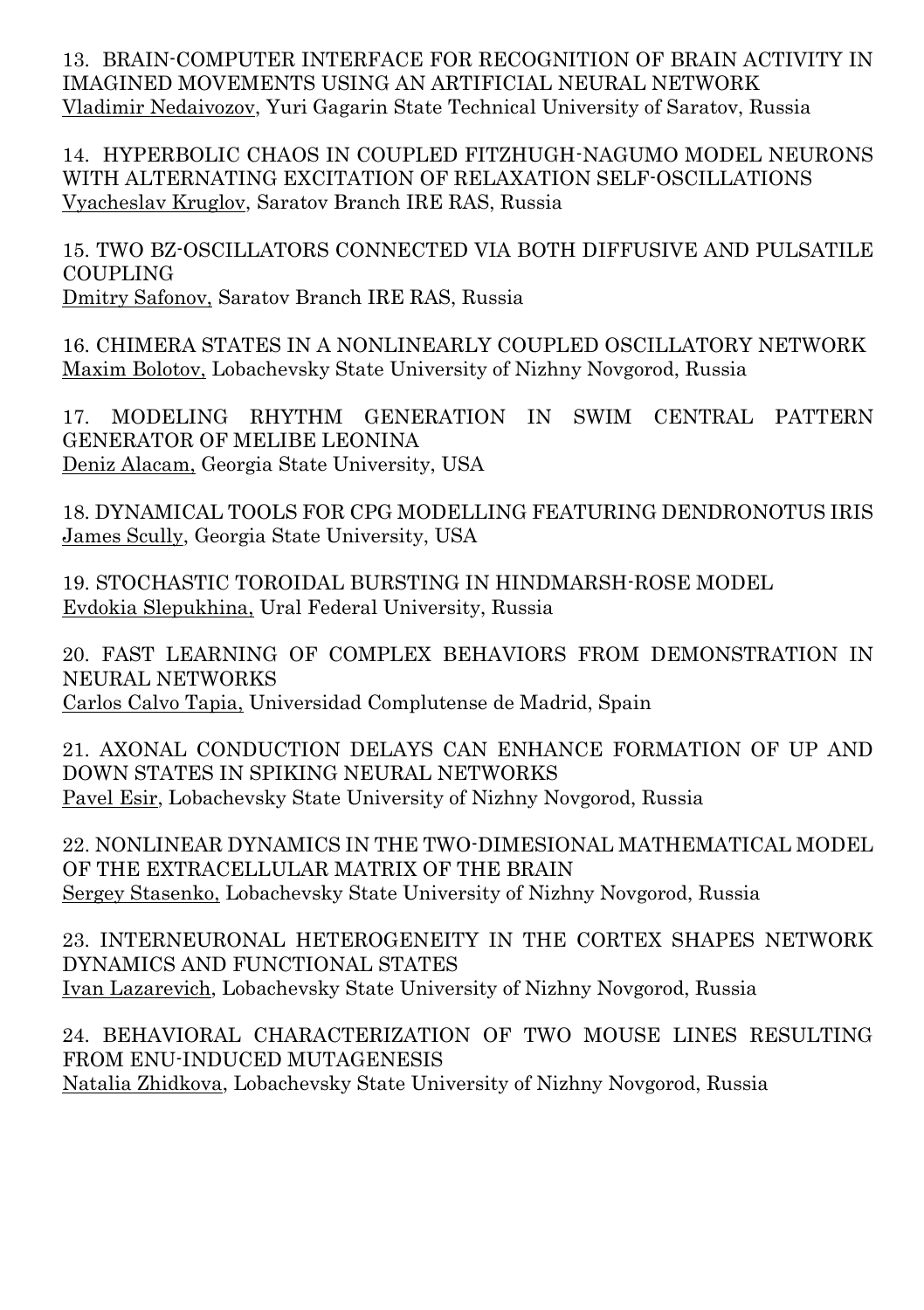13. BRAIN-COMPUTER INTERFACE FOR RECOGNITION OF BRAIN ACTIVITY IN IMAGINED MOVEMENTS USING AN ARTIFICIAL NEURAL NETWORK
<u>Vladimir Nedaivozov</u>, Yuri Gagarin State Technical University of Saratov, Russia

14. HYPERBOLIC CHAOS IN COUPLED FITZHUGH-NAGUMO MODEL NEURONS WITH ALTERNATING EXCITATION OF RELAXATION SELF-OSCILLATIONS
<u>Vyacheslav Kruglov</u>, Saratov Branch IRE RAS, Russia

15. TWO BZ-OSCILLATORS CONNECTED VIA BOTH DIFFUSIVE AND PULSATILE COUPLING
<u>Dmitry Safonov,</u> Saratov Branch IRE RAS, Russia

16. CHIMERA STATES IN A NONLINEARLY COUPLED OSCILLATORY NETWORK
<u>Maxim Bolotov,</u> Lobachevsky State University of Nizhny Novgorod, Russia

17. MODELING RHYTHM GENERATION IN SWIM CENTRAL PATTERN GENERATOR OF MELIBE LEONINA
<u>Deniz Alacam,</u> Georgia State University, USA

18. DYNAMICAL TOOLS FOR CPG MODELLING FEATURING DENDRONOTUS IRIS
<u>James Scully</u>, Georgia State University, USA

19. STOCHASTIC TOROIDAL BURSTING IN HINDMARSH-ROSE MODEL
<u>Evdokia Slepukhina,</u> Ural Federal University, Russia

20. FAST LEARNING OF COMPLEX BEHAVIORS FROM DEMONSTRATION IN NEURAL NETWORKS
<u>Carlos Calvo Tapia,</u> Universidad Complutense de Madrid, Spain

21. AXONAL CONDUCTION DELAYS CAN ENHANCE FORMATION OF UP AND DOWN STATES IN SPIKING NEURAL NETWORKS
<u>Pavel Esir</u>, Lobachevsky State University of Nizhny Novgorod, Russia

22. NONLINEAR DYNAMICS IN THE TWO-DIMESIONAL MATHEMATICAL MODEL OF THE EXTRACELLULAR MATRIX OF THE BRAIN
<u>Sergey Stasenko,</u> Lobachevsky State University of Nizhny Novgorod, Russia

23. INTERNEURONAL HETEROGENEITY IN THE CORTEX SHAPES NETWORK DYNAMICS AND FUNCTIONAL STATES
<u>Ivan Lazarevich</u>, Lobachevsky State University of Nizhny Novgorod, Russia

24. BEHAVIORAL CHARACTERIZATION OF TWO MOUSE LINES RESULTING FROM ENU-INDUCED MUTAGENESIS
<u>Natalia Zhidkova</u>, Lobachevsky State University of Nizhny Novgorod, Russia